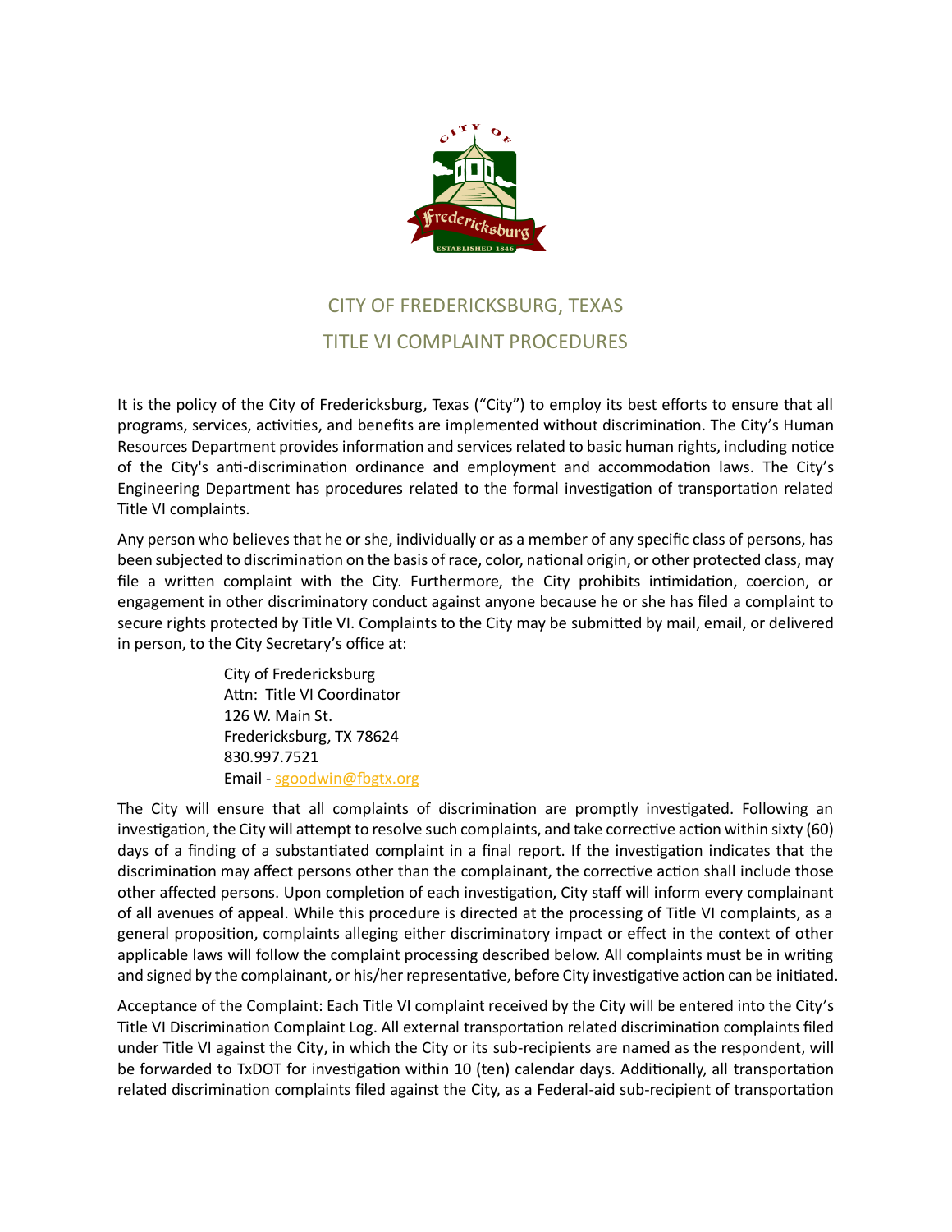# CITY OF FREDERICKSBURG, TEXAS

## TITLE VI COMPLAINT PROCEDURES

It is the policy of the City of Fredericksburg, Texas ("City") to employ its best efforts to ensure that all programs, services, activities, and benefits are implemented without discrimination. The City's Human Resources Department provides information and services related to basic human rights, including notice of the City's anti-discrimination ordinance and employment and accommodation laws. The City's Engineering Department has procedures related to the formal investigation of transportation related Title VI complaints.

Any person who believes that he or she, individually or as a member of any specific class of persons, has been subjected to discrimination on the basis of race, color, national origin, or other protected class, may file a written complaint with the City. Furthermore, the City prohibits intimidation, coercion, or engagement in other discriminatory conduct against anyone because he or she has filed a complaint to secure rights protected by Title VI. Complaints to the City may be submitted by mail, email, or delivered in person, to the City Secretary's office at:

City of Fredericksburg
Attn: Title VI Coordinator
126 W. Main St.
Fredericksburg, TX 78624
830.997.7521
Email - sgoodwin@fbgtx.org

The City will ensure that all complaints of discrimination are promptly investigated. Following an investigation, the City will attempt to resolve such complaints, and take corrective action within sixty (60) days of a finding of a substantiated complaint in a final report. If the investigation indicates that the discrimination may affect persons other than the complainant, the corrective action shall include those other affected persons. Upon completion of each investigation, City staff will inform every complainant of all avenues of appeal. While this procedure is directed at the processing of Title VI complaints, as a general proposition, complaints alleging either discriminatory impact or effect in the context of other applicable laws will follow the complaint processing described below. All complaints must be in writing and signed by the complainant, or his/her representative, before City investigative action can be initiated.

Acceptance of the Complaint: Each Title VI complaint received by the City will be entered into the City's Title VI Discrimination Complaint Log. All external transportation related discrimination complaints filed under Title VI against the City, in which the City or its sub-recipients are named as the respondent, will be forwarded to TxDOT for investigation within 10 (ten) calendar days. Additionally, all transportation related discrimination complaints filed against the City, as a Federal-aid sub-recipient of transportation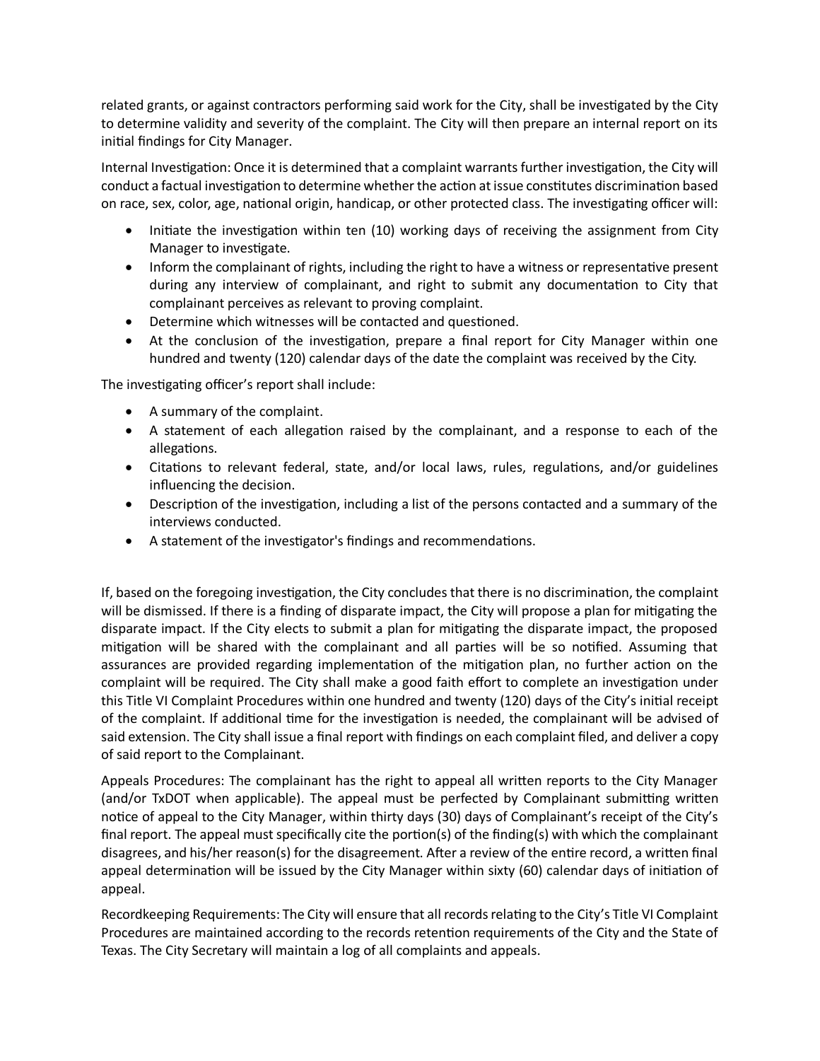related grants, or against contractors performing said work for the City, shall be investigated by the City to determine validity and severity of the complaint. The City will then prepare an internal report on its initial findings for City Manager.

Internal Investigation: Once it is determined that a complaint warrants further investigation, the City will conduct a factual investigation to determine whether the action at issue constitutes discrimination based on race, sex, color, age, national origin, handicap, or other protected class. The investigating officer will:

- Initiate the investigation within ten (10) working days of receiving the assignment from City Manager to investigate.
- Inform the complainant of rights, including the right to have a witness or representative present during any interview of complainant, and right to submit any documentation to City that complainant perceives as relevant to proving complaint.
- Determine which witnesses will be contacted and questioned.
- At the conclusion of the investigation, prepare a final report for City Manager within one hundred and twenty (120) calendar days of the date the complaint was received by the City.

The investigating officer's report shall include:

- A summary of the complaint.
- A statement of each allegation raised by the complainant, and a response to each of the allegations.
- Citations to relevant federal, state, and/or local laws, rules, regulations, and/or guidelines influencing the decision.
- Description of the investigation, including a list of the persons contacted and a summary of the interviews conducted.
- A statement of the investigator's findings and recommendations.

If, based on the foregoing investigation, the City concludes that there is no discrimination, the complaint will be dismissed. If there is a finding of disparate impact, the City will propose a plan for mitigating the disparate impact. If the City elects to submit a plan for mitigating the disparate impact, the proposed mitigation will be shared with the complainant and all parties will be so notified. Assuming that assurances are provided regarding implementation of the mitigation plan, no further action on the complaint will be required. The City shall make a good faith effort to complete an investigation under this Title VI Complaint Procedures within one hundred and twenty (120) days of the City's initial receipt of the complaint. If additional time for the investigation is needed, the complainant will be advised of said extension. The City shall issue a final report with findings on each complaint filed, and deliver a copy of said report to the Complainant.

Appeals Procedures: The complainant has the right to appeal all written reports to the City Manager (and/or TxDOT when applicable). The appeal must be perfected by Complainant submitting written notice of appeal to the City Manager, within thirty days (30) days of Complainant's receipt of the City's final report. The appeal must specifically cite the portion(s) of the finding(s) with which the complainant disagrees, and his/her reason(s) for the disagreement. After a review of the entire record, a written final appeal determination will be issued by the City Manager within sixty (60) calendar days of initiation of appeal.

Recordkeeping Requirements: The City will ensure that all records relating to the City's Title VI Complaint Procedures are maintained according to the records retention requirements of the City and the State of Texas. The City Secretary will maintain a log of all complaints and appeals.